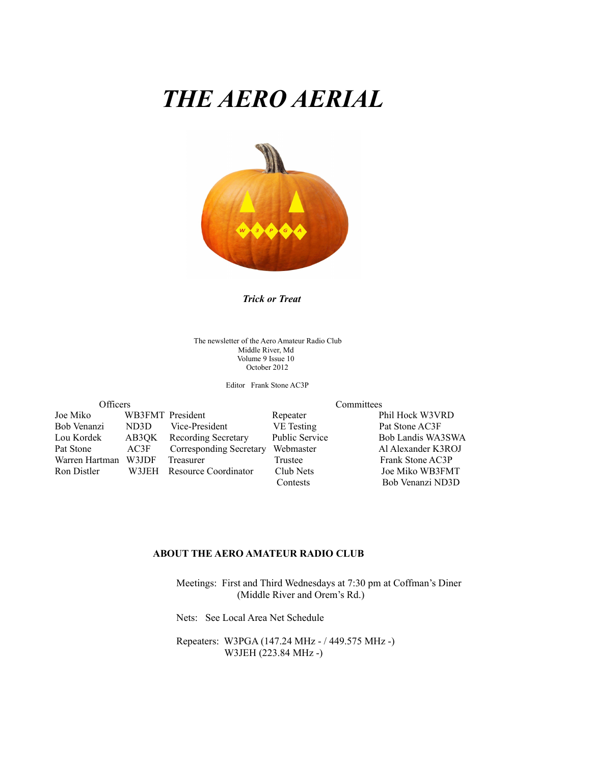# *THE AERO AERIAL*

***Trick or Treat***

The newsletter of the Aero Amateur Radio Club
Middle River, Md
Volume 9 Issue 10
October 2012

Editor Frank Stone AC3P

| Officers | | | Committees | |
|---|---|---|---|---|
| Joe Miko | WB3FMT | President | Repeater | Phil Hock W3VRD |
| Bob Venanzi | ND3D | Vice-President | VE Testing | Pat Stone AC3F |
| Lou Kordek | AB3QK | Recording Secretary | Public Service | Bob Landis WA3SWA |
| Pat Stone | AC3F | Corresponding Secretary | Webmaster | Al Alexander K3ROJ |
| Warren Hartman | W3JDF | Treasurer | Trustee | Frank Stone AC3P |
| Ron Distler | W3JEH | Resource Coordinator | Club Nets | Joe Miko WB3FMT |
| | | | Contests | Bob Venanzi ND3D |

**ABOUT THE AERO AMATEUR RADIO CLUB**

Meetings: First and Third Wednesdays at 7:30 pm at Coffman's Diner (Middle River and Orem's Rd.)

Nets: See Local Area Net Schedule

Repeaters: W3PGA (147.24 MHz - / 449.575 MHz -)
W3JEH (223.84 MHz -)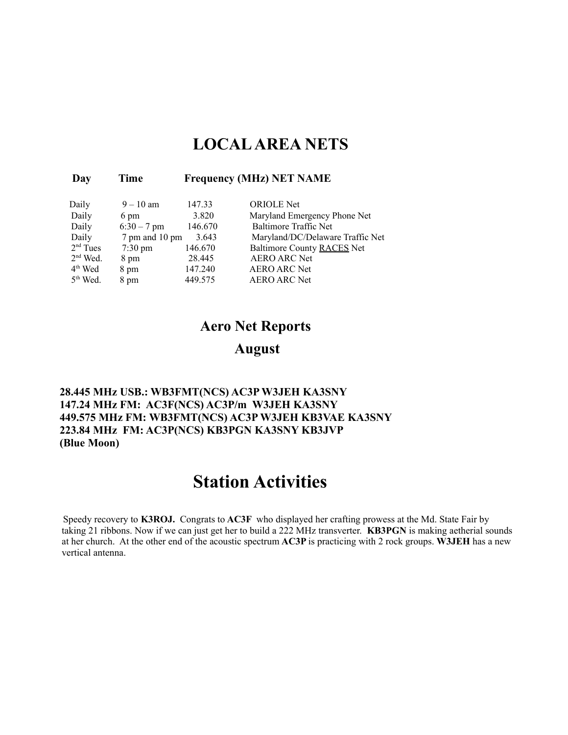# LOCAL AREA NETS

| Day | Time | Frequency (MHz) | NET NAME |
|---|---|---|---|
| Daily | 9 – 10 am | 147.33 | ORIOLE Net |
| Daily | 6 pm | 3.820 | Maryland Emergency Phone Net |
| Daily | 6:30 – 7 pm | 146.670 | Baltimore Traffic Net |
| Daily | 7 pm and 10 pm | 3.643 | Maryland/DC/Delaware Traffic Net |
| 2nd Tues | 7:30 pm | 146.670 | Baltimore County RACES Net |
| 2nd Wed. | 8 pm | 28.445 | AERO ARC Net |
| 4th Wed | 8 pm | 147.240 | AERO ARC Net |
| 5th Wed. | 8 pm | 449.575 | AERO ARC Net |

## Aero Net Reports

## August

**28.445 MHz USB.: WB3FMT(NCS) AC3P W3JEH KA3SNY**
**147.24 MHz FM: AC3F(NCS) AC3P/m W3JEH KA3SNY**
**449.575 MHz FM: WB3FMT(NCS) AC3P W3JEH KB3VAE KA3SNY**
**223.84 MHz FM: AC3P(NCS) KB3PGN KA3SNY KB3JVP**
**(Blue Moon)**

# Station Activities

Speedy recovery to **K3ROJ.** Congrats to **AC3F** who displayed her crafting prowess at the Md. State Fair by taking 21 ribbons. Now if we can just get her to build a 222 MHz transverter. **KB3PGN** is making aetherial sounds at her church. At the other end of the acoustic spectrum **AC3P** is practicing with 2 rock groups. **W3JEH** has a new vertical antenna.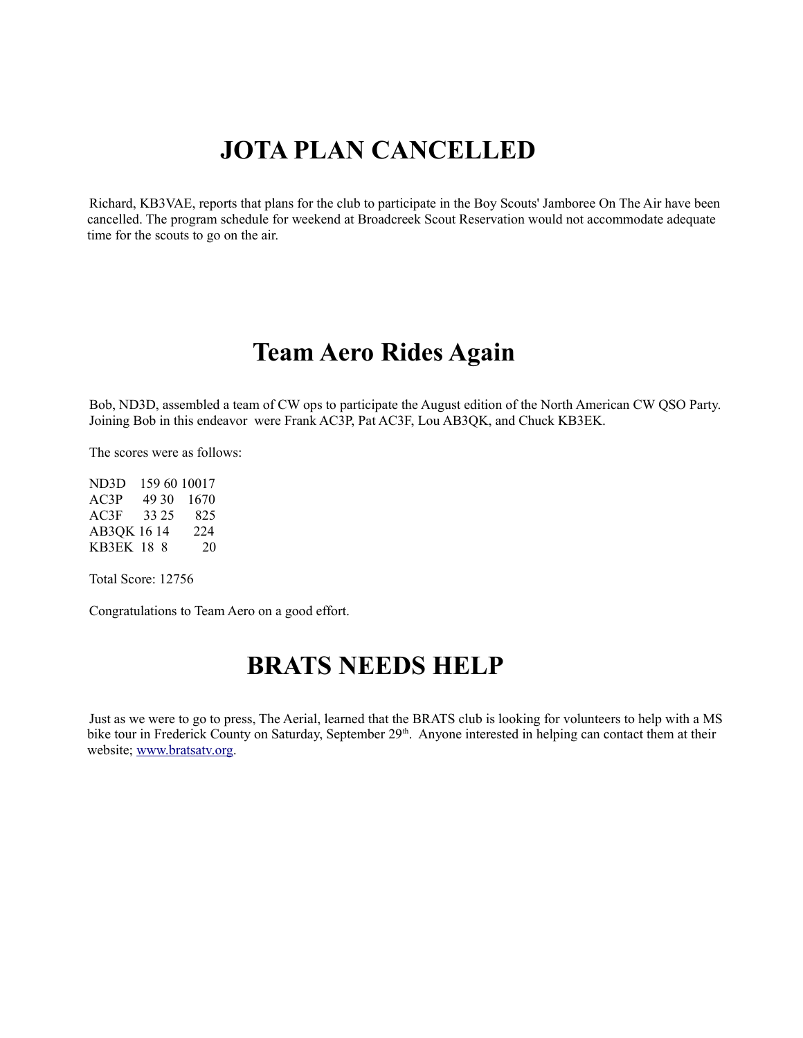# JOTA PLAN CANCELLED

Richard, KB3VAE, reports that plans for the club to participate in the Boy Scouts' Jamboree On The Air have been cancelled. The program schedule for weekend at Broadcreek Scout Reservation would not accommodate adequate time for the scouts to go on the air.

# Team Aero Rides Again

Bob, ND3D, assembled a team of CW ops to participate the August edition of the North American CW QSO Party. Joining Bob in this endeavor were Frank AC3P, Pat AC3F, Lou AB3QK, and Chuck KB3EK.

The scores were as follows:

| | | | |
|---|---|---|---|
| ND3D | 159 | 60 | 10017 |
| AC3P | 49 | 30 | 1670 |
| AC3F | 33 | 25 | 825 |
| AB3QK | 16 | 14 | 224 |
| KB3EK | 18 | 8 | 20 |

Total Score: 12756

Congratulations to Team Aero on a good effort.

# BRATS NEEDS HELP

Just as we were to go to press, The Aerial, learned that the BRATS club is looking for volunteers to help with a MS bike tour in Frederick County on Saturday, September 29th. Anyone interested in helping can contact them at their website; www.bratsatv.org.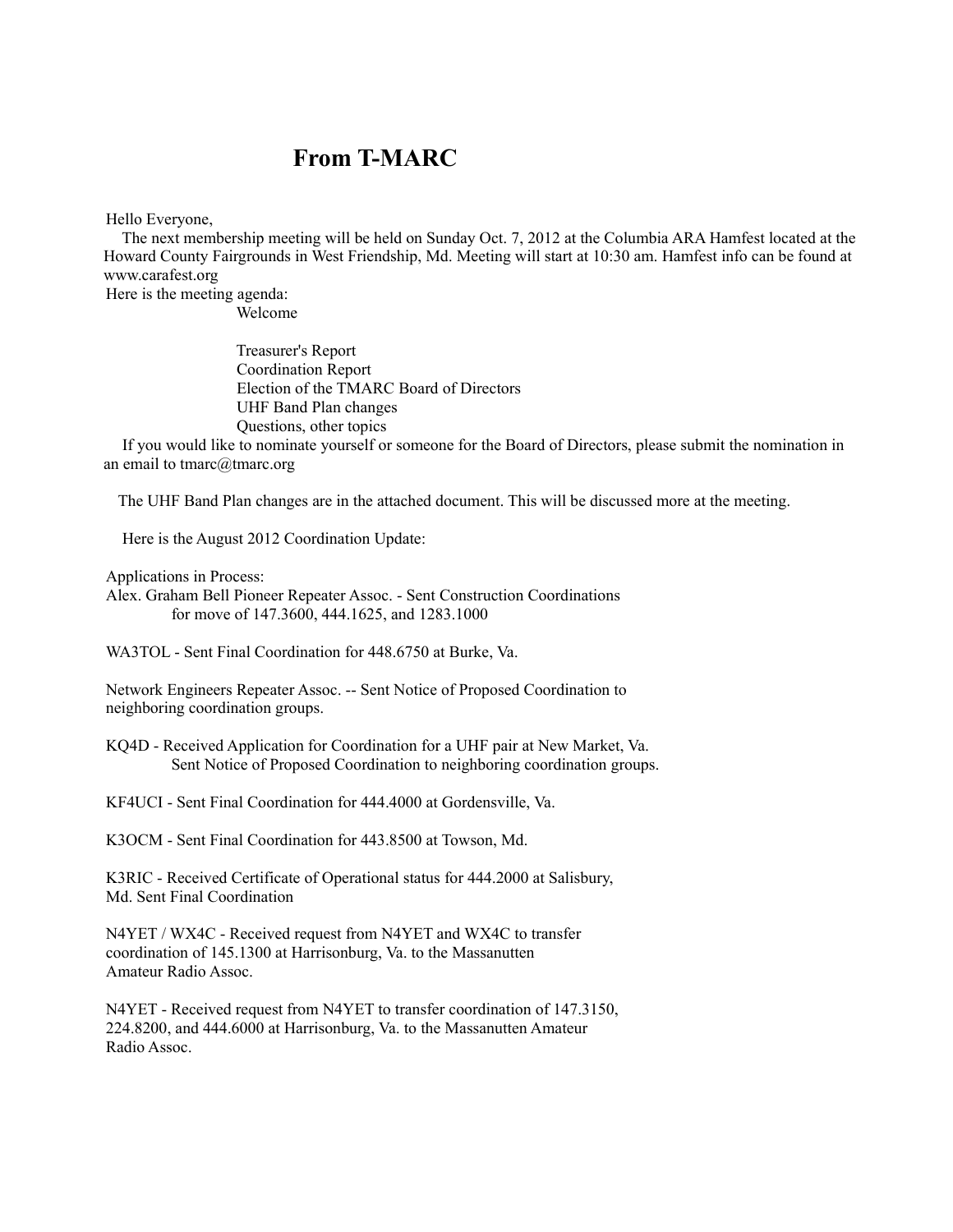# From T-MARC

Hello Everyone,

The next membership meeting will be held on Sunday Oct. 7, 2012 at the Columbia ARA Hamfest located at the Howard County Fairgrounds in West Friendship, Md. Meeting will start at 10:30 am. Hamfest info can be found at www.carafest.org

Here is the meeting agenda:

- Welcome
- Treasurer's Report
- Coordination Report
- Election of the TMARC Board of Directors
- UHF Band Plan changes
- Questions, other topics

If you would like to nominate yourself or someone for the Board of Directors, please submit the nomination in an email to tmarc@tmarc.org

The UHF Band Plan changes are in the attached document. This will be discussed more at the meeting.

Here is the August 2012 Coordination Update:

Applications in Process:

Alex. Graham Bell Pioneer Repeater Assoc. - Sent Construction Coordinations for move of 147.3600, 444.1625, and 1283.1000

WA3TOL - Sent Final Coordination for 448.6750 at Burke, Va.

Network Engineers Repeater Assoc. -- Sent Notice of Proposed Coordination to neighboring coordination groups.

KQ4D - Received Application for Coordination for a UHF pair at New Market, Va. Sent Notice of Proposed Coordination to neighboring coordination groups.

KF4UCI - Sent Final Coordination for 444.4000 at Gordensville, Va.

K3OCM - Sent Final Coordination for 443.8500 at Towson, Md.

K3RIC - Received Certificate of Operational status for 444.2000 at Salisbury, Md. Sent Final Coordination

N4YET / WX4C - Received request from N4YET and WX4C to transfer coordination of 145.1300 at Harrisonburg, Va. to the Massanutten Amateur Radio Assoc.

N4YET - Received request from N4YET to transfer coordination of 147.3150, 224.8200, and 444.6000 at Harrisonburg, Va. to the Massanutten Amateur Radio Assoc.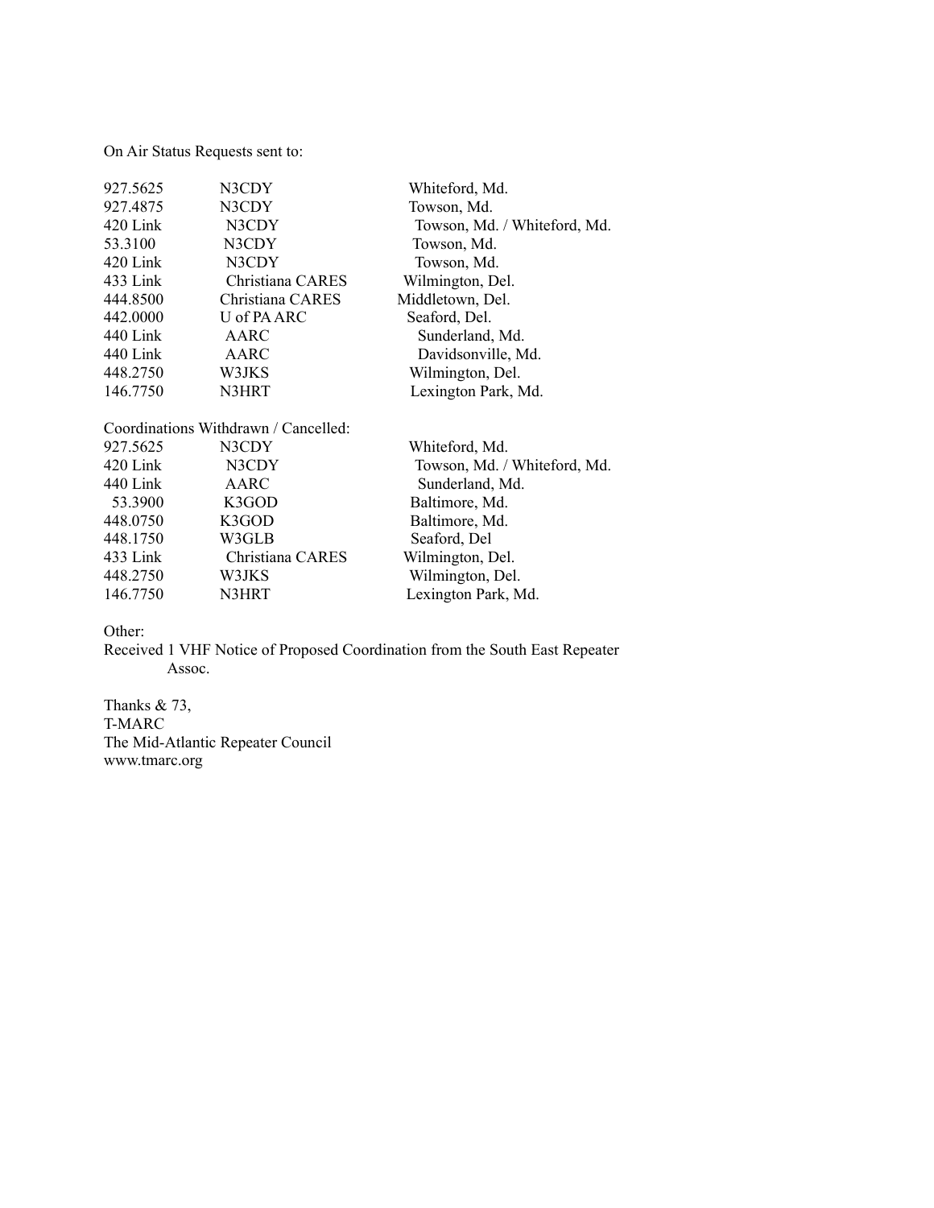On Air Status Requests sent to:

| | | |
|---|---|---|
| 927.5625 | N3CDY | Whiteford, Md. |
| 927.4875 | N3CDY | Towson, Md. |
| 420 Link | N3CDY | Towson, Md. / Whiteford, Md. |
| 53.3100 | N3CDY | Towson, Md. |
| 420 Link | N3CDY | Towson, Md. |
| 433 Link | Christiana CARES | Wilmington, Del. |
| 444.8500 | Christiana CARES | Middletown, Del. |
| 442.0000 | U of PA ARC | Seaford, Del. |
| 440 Link | AARC | Sunderland, Md. |
| 440 Link | AARC | Davidsonville, Md. |
| 448.2750 | W3JKS | Wilmington, Del. |
| 146.7750 | N3HRT | Lexington Park, Md. |

Coordinations Withdrawn / Cancelled:

| | | |
|---|---|---|
| 927.5625 | N3CDY | Whiteford, Md. |
| 420 Link | N3CDY | Towson, Md. / Whiteford, Md. |
| 440 Link | AARC | Sunderland, Md. |
| 53.3900 | K3GOD | Baltimore, Md. |
| 448.0750 | K3GOD | Baltimore, Md. |
| 448.1750 | W3GLB | Seaford, Del |
| 433 Link | Christiana CARES | Wilmington, Del. |
| 448.2750 | W3JKS | Wilmington, Del. |
| 146.7750 | N3HRT | Lexington Park, Md. |

Other:

Received 1 VHF Notice of Proposed Coordination from the South East Repeater Assoc.

Thanks & 73,
T-MARC
The Mid-Atlantic Repeater Council
www.tmarc.org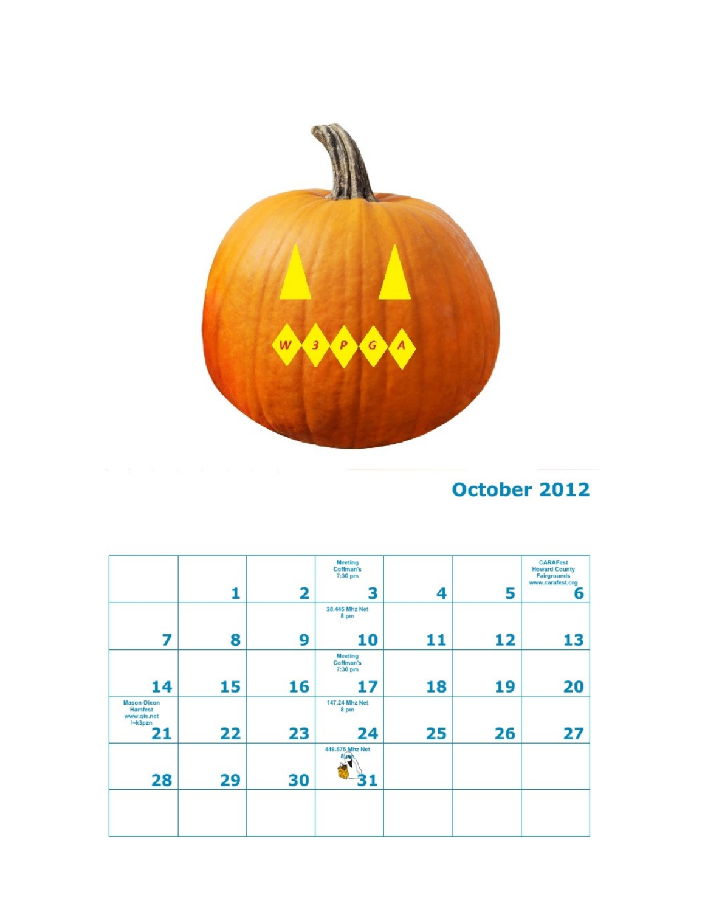W 3 P G A

## October 2012

| | | | | | | |
|---|---|---|---|---|---|---|
| | 1 | 2 | Meeting Coffman's 7:30 pm 3 | 4 | 5 | CARAFest Howard County Fairgrounds www.carafest.org 6 |
| 7 | 8 | 9 | 28.445 Mhz Net 8 pm 10 | 11 | 12 | 13 |
| 14 | 15 | 16 | Meeting Coffman's 7:30 pm 17 | 18 | 19 | 20 |
| Mason-Dixon Hamfest www.qis.net /~k3pzn 21 | 22 | 23 | 147.24 Mhz Net 8 pm 24 | 25 | 26 | 27 |
| 28 | 29 | 30 | 449.575 Mhz Net 8 pm 31 | | | |
| | | | | | | |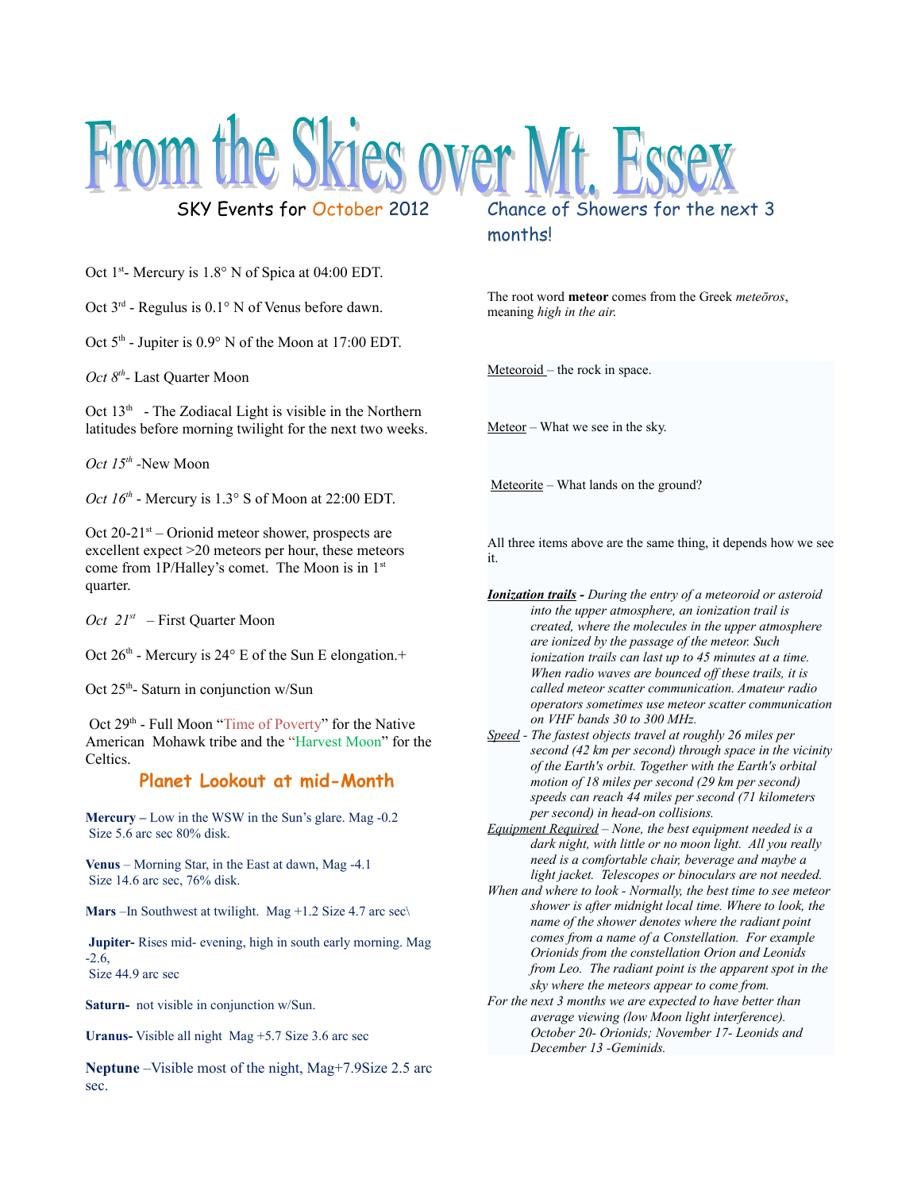# From the Skies over Mt. Essex

## SKY Events for October 2012

Oct 1st- Mercury is 1.8° N of Spica at 04:00 EDT.

Oct 3rd - Regulus is 0.1° N of Venus before dawn.

Oct 5th - Jupiter is 0.9° N of the Moon at 17:00 EDT.

*Oct 8th*- Last Quarter Moon

Oct 13th - The Zodiacal Light is visible in the Northern latitudes before morning twilight for the next two weeks.

*Oct 15th* -New Moon

*Oct 16th* - Mercury is 1.3° S of Moon at 22:00 EDT.

Oct 20-21st – Orionid meteor shower, prospects are excellent expect >20 meteors per hour, these meteors come from 1P/Halley's comet. The Moon is in 1st quarter.

*Oct 21st* – First Quarter Moon

Oct 26th - Mercury is 24° E of the Sun E elongation.+

Oct 25th- Saturn in conjunction w/Sun

Oct 29th - Full Moon "Time of Poverty" for the Native American Mohawk tribe and the "Harvest Moon" for the Celtics.

### Planet Lookout at mid-Month

**Mercury** – Low in the WSW in the Sun's glare. Mag -0.2 Size 5.6 arc sec 80% disk.

**Venus** – Morning Star, in the East at dawn, Mag -4.1 Size 14.6 arc sec, 76% disk.

**Mars** –In Southwest at twilight. Mag +1.2 Size 4.7 arc sec\

**Jupiter-** Rises mid- evening, high in south early morning. Mag -2.6, Size 44.9 arc sec

**Saturn-** not visible in conjunction w/Sun.

**Uranus-** Visible all night Mag +5.7 Size 3.6 arc sec

**Neptune** –Visible most of the night, Mag+7.9Size 2.5 arc sec.

## Chance of Showers for the next 3 months!

The root word **meteor** comes from the Greek *meteōros*, meaning *high in the air.*

Meteoroid – the rock in space.

Meteor – What we see in the sky.

Meteorite – What lands on the ground?

All three items above are the same thing, it depends how we see it.

***Ionization trails*** *- During the entry of a meteoroid or asteroid into the upper atmosphere, an ionization trail is created, where the molecules in the upper atmosphere are ionized by the passage of the meteor. Such ionization trails can last up to 45 minutes at a time. When radio waves are bounced off these trails, it is called meteor scatter communication. Amateur radio operators sometimes use meteor scatter communication on VHF bands 30 to 300 MHz.*

*Speed - The fastest objects travel at roughly 26 miles per second (42 km per second) through space in the vicinity of the Earth's orbit. Together with the Earth's orbital motion of 18 miles per second (29 km per second) speeds can reach 44 miles per second (71 kilometers per second) in head-on collisions.*

*Equipment Required – None, the best equipment needed is a dark night, with little or no moon light. All you really need is a comfortable chair, beverage and maybe a light jacket. Telescopes or binoculars are not needed.*

*When and where to look - Normally, the best time to see meteor shower is after midnight local time. Where to look, the name of the shower denotes where the radiant point comes from a name of a Constellation. For example Orionids from the constellation Orion and Leonids from Leo. The radiant point is the apparent spot in the sky where the meteors appear to come from.*

*For the next 3 months we are expected to have better than average viewing (low Moon light interference). October 20- Orionids; November 17- Leonids and December 13 -Geminids.*